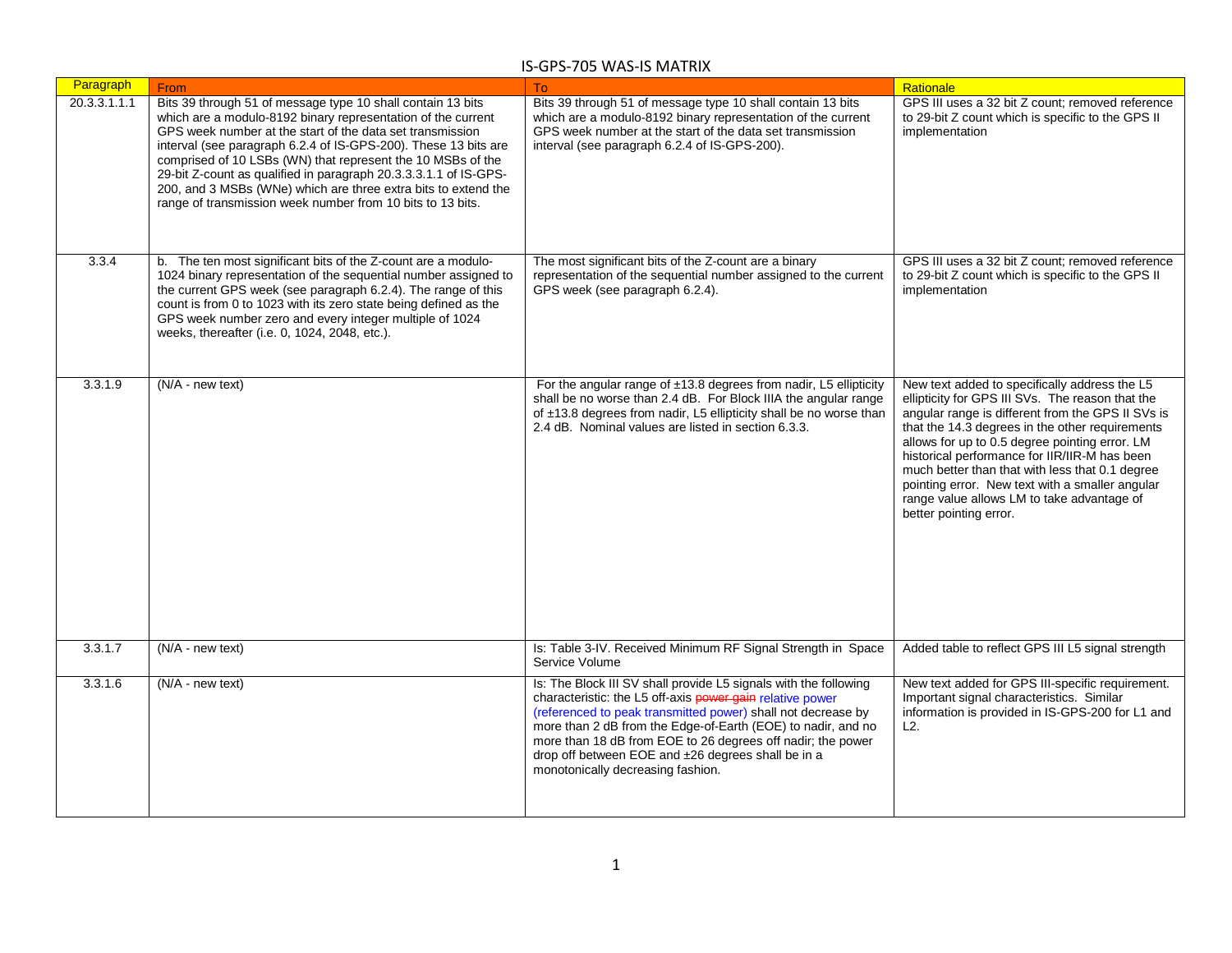# IS-GPS-705 WAS-IS MATRIX

| Paragraph | From | To | Rationale |
|---|---|---|---|
| 20.3.3.1.1.1 | Bits 39 through 51 of message type 10 shall contain 13 bits which are a modulo-8192 binary representation of the current GPS week number at the start of the data set transmission interval (see paragraph 6.2.4 of IS-GPS-200). These 13 bits are comprised of 10 LSBs (WN) that represent the 10 MSBs of the 29-bit Z-count as qualified in paragraph 20.3.3.3.1.1 of IS-GPS-200, and 3 MSBs (WNe) which are three extra bits to extend the range of transmission week number from 10 bits to 13 bits. | Bits 39 through 51 of message type 10 shall contain 13 bits which are a modulo-8192 binary representation of the current GPS week number at the start of the data set transmission interval (see paragraph 6.2.4 of IS-GPS-200). | GPS III uses a 32 bit Z count; removed reference to 29-bit Z count which is specific to the GPS II implementation |
| 3.3.4 | b. The ten most significant bits of the Z-count are a modulo-1024 binary representation of the sequential number assigned to the current GPS week (see paragraph 6.2.4). The range of this count is from 0 to 1023 with its zero state being defined as the GPS week number zero and every integer multiple of 1024 weeks, thereafter (i.e. 0, 1024, 2048, etc.). | The most significant bits of the Z-count are a binary representation of the sequential number assigned to the current GPS week (see paragraph 6.2.4). | GPS III uses a 32 bit Z count; removed reference to 29-bit Z count which is specific to the GPS II implementation |
| 3.3.1.9 | (N/A - new text) | For the angular range of ±13.8 degrees from nadir, L5 ellipticity shall be no worse than 2.4 dB. For Block IIIA the angular range of ±13.8 degrees from nadir, L5 ellipticity shall be no worse than 2.4 dB. Nominal values are listed in section 6.3.3. | New text added to specifically address the L5 ellipticity for GPS III SVs. The reason that the angular range is different from the GPS II SVs is that the 14.3 degrees in the other requirements allows for up to 0.5 degree pointing error. LM historical performance for IIR/IIR-M has been much better than that with less that 0.1 degree pointing error. New text with a smaller angular range value allows LM to take advantage of better pointing error. |
| 3.3.1.7 | (N/A - new text) | Is: Table 3-IV. Received Minimum RF Signal Strength in Space Service Volume | Added table to reflect GPS III L5 signal strength |
| 3.3.1.6 | (N/A - new text) | Is: The Block III SV shall provide L5 signals with the following characteristic: the L5 off-axis ~~power gain~~ relative power (referenced to peak transmitted power) shall not decrease by more than 2 dB from the Edge-of-Earth (EOE) to nadir, and no more than 18 dB from EOE to 26 degrees off nadir; the power drop off between EOE and ±26 degrees shall be in a monotonically decreasing fashion. | New text added for GPS III-specific requirement. Important signal characteristics. Similar information is provided in IS-GPS-200 for L1 and L2. |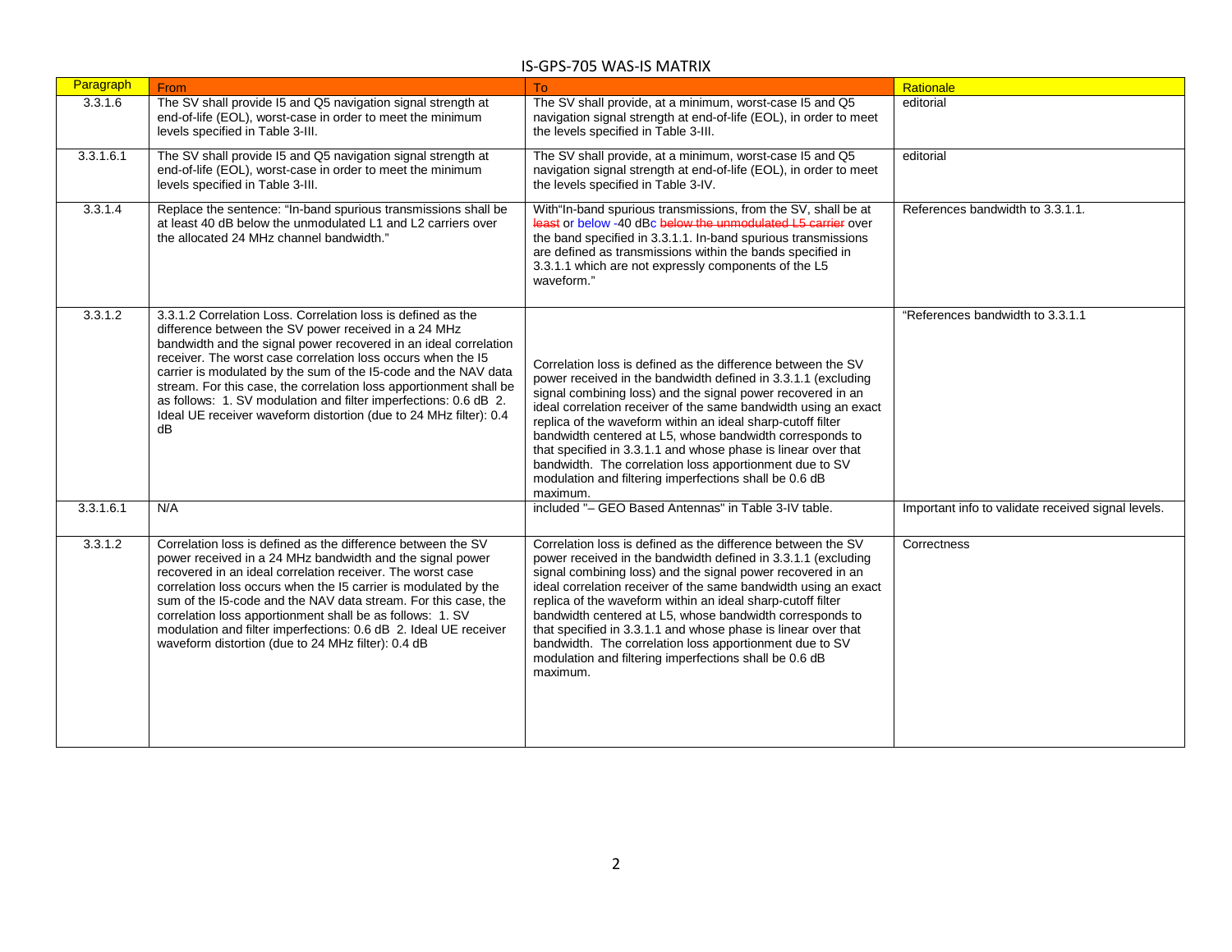# IS-GPS-705 WAS-IS MATRIX

| Paragraph | From | To | Rationale |
|---|---|---|---|
| 3.3.1.6 | The SV shall provide I5 and Q5 navigation signal strength at end-of-life (EOL), worst-case in order to meet the minimum levels specified in Table 3-III. | The SV shall provide, at a minimum, worst-case I5 and Q5 navigation signal strength at end-of-life (EOL), in order to meet the levels specified in Table 3-III. | editorial |
| 3.3.1.6.1 | The SV shall provide I5 and Q5 navigation signal strength at end-of-life (EOL), worst-case in order to meet the minimum levels specified in Table 3-III. | The SV shall provide, at a minimum, worst-case I5 and Q5 navigation signal strength at end-of-life (EOL), in order to meet the levels specified in Table 3-IV. | editorial |
| 3.3.1.4 | Replace the sentence: "In-band spurious transmissions shall be at least 40 dB below the unmodulated L1 and L2 carriers over the allocated 24 MHz channel bandwidth." | With"In-band spurious transmissions, from the SV, shall be at ~~least~~ or below -40 dBc ~~below the unmodulated L5 carrier~~ over the band specified in 3.3.1.1. In-band spurious transmissions are defined as transmissions within the bands specified in 3.3.1.1 which are not expressly components of the L5 waveform." | References bandwidth to 3.3.1.1. |
| 3.3.1.2 | 3.3.1.2 Correlation Loss. Correlation loss is defined as the difference between the SV power received in a 24 MHz bandwidth and the signal power recovered in an ideal correlation receiver. The worst case correlation loss occurs when the I5 carrier is modulated by the sum of the I5-code and the NAV data stream. For this case, the correlation loss apportionment shall be as follows: 1. SV modulation and filter imperfections: 0.6 dB 2. Ideal UE receiver waveform distortion (due to 24 MHz filter): 0.4 dB | Correlation loss is defined as the difference between the SV power received in the bandwidth defined in 3.3.1.1 (excluding signal combining loss) and the signal power recovered in an ideal correlation receiver of the same bandwidth using an exact replica of the waveform within an ideal sharp-cutoff filter bandwidth centered at L5, whose bandwidth corresponds to that specified in 3.3.1.1 and whose phase is linear over that bandwidth. The correlation loss apportionment due to SV modulation and filtering imperfections shall be 0.6 dB maximum. | "References bandwidth to 3.3.1.1 |
| 3.3.1.6.1 | N/A | included "– GEO Based Antennas" in Table 3-IV table. | Important info to validate received signal levels. |
| 3.3.1.2 | Correlation loss is defined as the difference between the SV power received in a 24 MHz bandwidth and the signal power recovered in an ideal correlation receiver. The worst case correlation loss occurs when the I5 carrier is modulated by the sum of the I5-code and the NAV data stream. For this case, the correlation loss apportionment shall be as follows: 1. SV modulation and filter imperfections: 0.6 dB 2. Ideal UE receiver waveform distortion (due to 24 MHz filter): 0.4 dB | Correlation loss is defined as the difference between the SV power received in the bandwidth defined in 3.3.1.1 (excluding signal combining loss) and the signal power recovered in an ideal correlation receiver of the same bandwidth using an exact replica of the waveform within an ideal sharp-cutoff filter bandwidth centered at L5, whose bandwidth corresponds to that specified in 3.3.1.1 and whose phase is linear over that bandwidth. The correlation loss apportionment due to SV modulation and filtering imperfections shall be 0.6 dB maximum. | Correctness |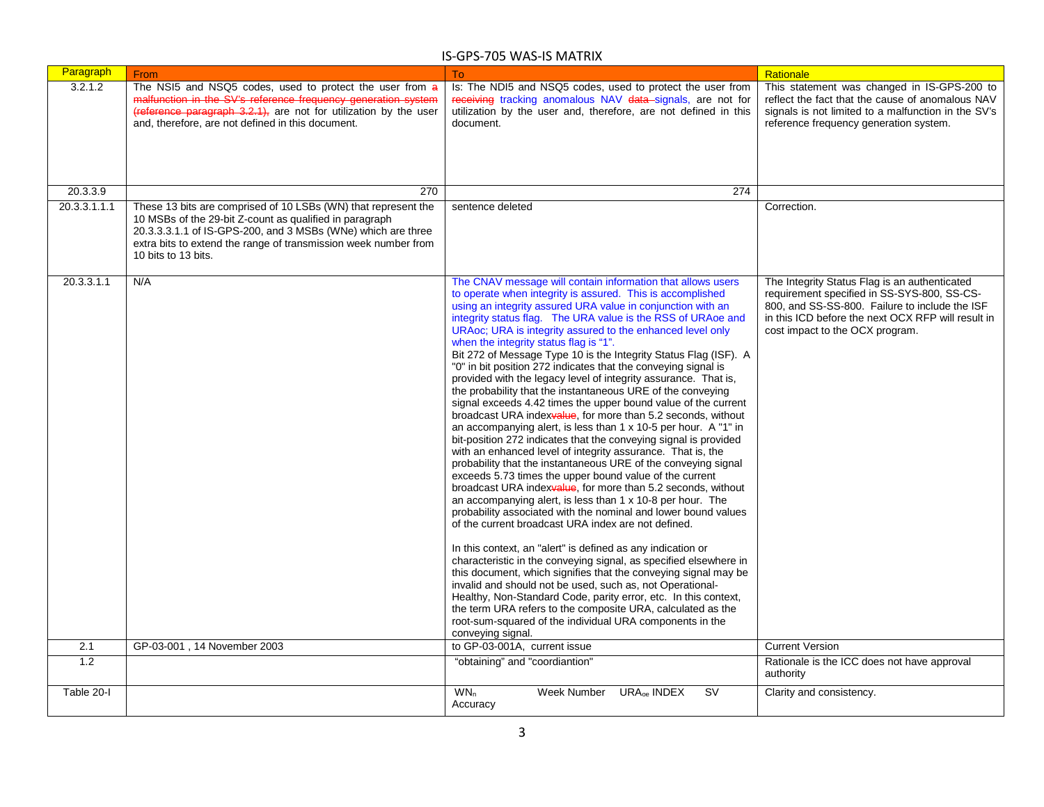# IS-GPS-705 WAS-IS MATRIX

| Paragraph | From | To | Rationale |
|---|---|---|---|
| 3.2.1.2 | The NSI5 and NSQ5 codes, used to protect the user from ~~a malfunction in the SV's reference frequency generation system (reference paragraph 3.2.1),~~ are not for utilization by the user and, therefore, are not defined in this document. | Is: The NDI5 and NSQ5 codes, used to protect the user from ~~receiving~~ tracking anomalous NAV ~~data~~ signals, are not for utilization by the user and, therefore, are not defined in this document. | This statement was changed in IS-GPS-200 to reflect the fact that the cause of anomalous NAV signals is not limited to a malfunction in the SV's reference frequency generation system. |
| 20.3.3.9 | 270 | 274 | |
| 20.3.3.1.1.1 | These 13 bits are comprised of 10 LSBs (WN) that represent the 10 MSBs of the 29-bit Z-count as qualified in paragraph 20.3.3.3.1.1 of IS-GPS-200, and 3 MSBs (WNe) which are three extra bits to extend the range of transmission week number from 10 bits to 13 bits. | sentence deleted | Correction. |
| 20.3.3.1.1 | N/A | The CNAV message will contain information that allows users to operate when integrity is assured. This is accomplished using an integrity assured URA value in conjunction with an integrity status flag. The URA value is the RSS of URAoe and URAoc; URA is integrity assured to the enhanced level only when the integrity status flag is "1".<br>Bit 272 of Message Type 10 is the Integrity Status Flag (ISF). A "0" in bit position 272 indicates that the conveying signal is provided with the legacy level of integrity assurance. That is, the probability that the instantaneous URE of the conveying signal exceeds 4.42 times the upper bound value of the current broadcast URA index~~value~~, for more than 5.2 seconds, without an accompanying alert, is less than 1 x 10-5 per hour. A "1" in bit-position 272 indicates that the conveying signal is provided with an enhanced level of integrity assurance. That is, the probability that the instantaneous URE of the conveying signal exceeds 5.73 times the upper bound value of the current broadcast URA index~~value~~, for more than 5.2 seconds, without an accompanying alert, is less than 1 x 10-8 per hour. The probability associated with the nominal and lower bound values of the current broadcast URA index are not defined.<br><br>In this context, an "alert" is defined as any indication or characteristic in the conveying signal, as specified elsewhere in this document, which signifies that the conveying signal may be invalid and should not be used, such as, not Operational-Healthy, Non-Standard Code, parity error, etc. In this context, the term URA refers to the composite URA, calculated as the root-sum-squared of the individual URA components in the conveying signal. | The Integrity Status Flag is an authenticated requirement specified in SS-SYS-800, SS-CS-800, and SS-SS-800. Failure to include the ISF in this ICD before the next OCX RFP will result in cost impact to the OCX program. |
| 2.1 | GP-03-001 , 14 November 2003 | to GP-03-001A, current issue | Current Version |
| 1.2 | | "obtaining" and "coordiantion" | Rationale is the ICC does not have approval authority |
| Table 20-I | | $WN_n$ Week Number $URA_{oe}$ INDEX SV Accuracy | Clarity and consistency. |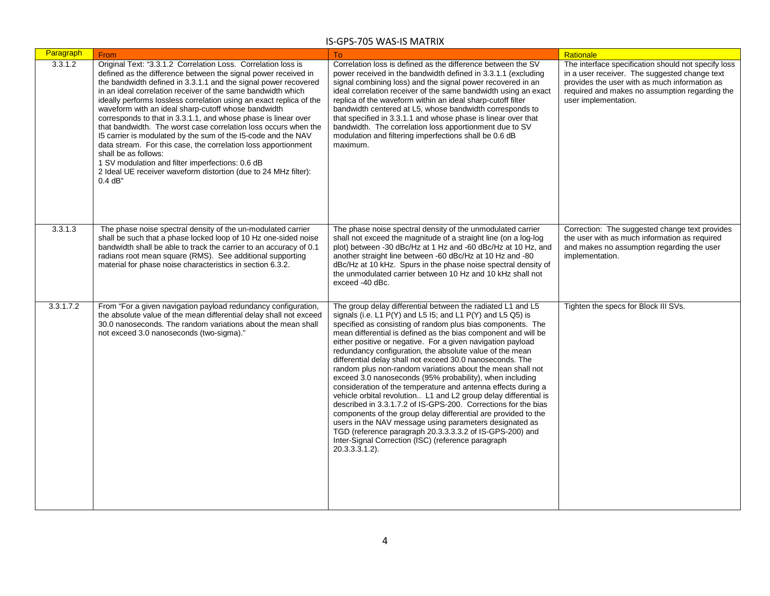| Paragraph | From | To | Rationale |
|---|---|---|---|
| 3.3.1.2 | Original Text: "3.3.1.2 Correlation Loss. Correlation loss is defined as the difference between the signal power received in the bandwidth defined in 3.3.1.1 and the signal power recovered in an ideal correlation receiver of the same bandwidth which ideally performs lossless correlation using an exact replica of the waveform with an ideal sharp-cutoff whose bandwidth corresponds to that in 3.3.1.1, and whose phase is linear over that bandwidth. The worst case correlation loss occurs when the I5 carrier is modulated by the sum of the I5-code and the NAV data stream. For this case, the correlation loss apportionment shall be as follows:<br>1 SV modulation and filter imperfections: 0.6 dB<br>2 Ideal UE receiver waveform distortion (due to 24 MHz filter): 0.4 dB" | Correlation loss is defined as the difference between the SV power received in the bandwidth defined in 3.3.1.1 (excluding signal combining loss) and the signal power recovered in an ideal correlation receiver of the same bandwidth using an exact replica of the waveform within an ideal sharp-cutoff filter bandwidth centered at L5, whose bandwidth corresponds to that specified in 3.3.1.1 and whose phase is linear over that bandwidth. The correlation loss apportionment due to SV modulation and filtering imperfections shall be 0.6 dB maximum. | The interface specification should not specify loss in a user receiver. The suggested change text provides the user with as much information as required and makes no assumption regarding the user implementation. |
| 3.3.1.3 | The phase noise spectral density of the un-modulated carrier shall be such that a phase locked loop of 10 Hz one-sided noise bandwidth shall be able to track the carrier to an accuracy of 0.1 radians root mean square (RMS). See additional supporting material for phase noise characteristics in section 6.3.2. | The phase noise spectral density of the unmodulated carrier shall not exceed the magnitude of a straight line (on a log-log plot) between -30 dBc/Hz at 1 Hz and -60 dBc/Hz at 10 Hz, and another straight line between -60 dBc/Hz at 10 Hz and -80 dBc/Hz at 10 kHz. Spurs in the phase noise spectral density of the unmodulated carrier between 10 Hz and 10 kHz shall not exceed -40 dBc. | Correction: The suggested change text provides the user with as much information as required and makes no assumption regarding the user implementation. |
| 3.3.1.7.2 | From "For a given navigation payload redundancy configuration, the absolute value of the mean differential delay shall not exceed 30.0 nanoseconds. The random variations about the mean shall not exceed 3.0 nanoseconds (two-sigma)." | The group delay differential between the radiated L1 and L5 signals (i.e. L1 P(Y) and L5 I5; and L1 P(Y) and L5 Q5) is specified as consisting of random plus bias components. The mean differential is defined as the bias component and will be either positive or negative. For a given navigation payload redundancy configuration, the absolute value of the mean differential delay shall not exceed 30.0 nanoseconds. The random plus non-random variations about the mean shall not exceed 3.0 nanoseconds (95% probability), when including consideration of the temperature and antenna effects during a vehicle orbital revolution.. L1 and L2 group delay differential is described in 3.3.1.7.2 of IS-GPS-200. Corrections for the bias components of the group delay differential are provided to the users in the NAV message using parameters designated as TGD (reference paragraph 20.3.3.3.3.2 of IS-GPS-200) and Inter-Signal Correction (ISC) (reference paragraph 20.3.3.3.1.2). | Tighten the specs for Block III SVs. |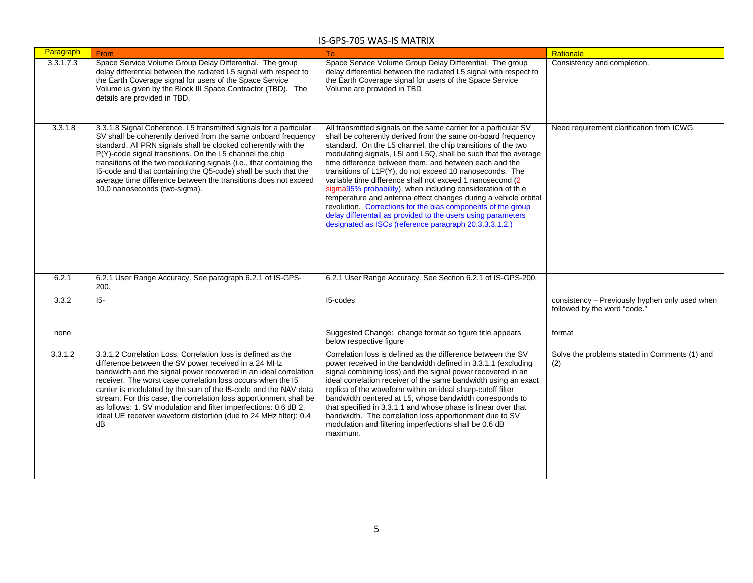# IS-GPS-705 WAS-IS MATRIX

| Paragraph | From | To | Rationale |
|---|---|---|---|
| 3.3.1.7.3 | Space Service Volume Group Delay Differential. The group delay differential between the radiated L5 signal with respect to the Earth Coverage signal for users of the Space Service Volume is given by the Block III Space Contractor (TBD). The details are provided in TBD. | Space Service Volume Group Delay Differential. The group delay differential between the radiated L5 signal with respect to the Earth Coverage signal for users of the Space Service Volume are provided in TBD | Consistency and completion. |
| 3.3.1.8 | 3.3.1.8 Signal Coherence. L5 transmitted signals for a particular SV shall be coherently derived from the same onboard frequency standard. All PRN signals shall be clocked coherently with the P(Y)-code signal transitions. On the L5 channel the chip transitions of the two modulating signals (i.e., that containing the I5-code and that containing the Q5-code) shall be such that the average time difference between the transitions does not exceed 10.0 nanoseconds (two-sigma). | All transmitted signals on the same carrier for a particular SV shall be coherently derived from the same on-board frequency standard. On the L5 channel, the chip transitions of the two modulating signals, L5I and L5Q, shall be such that the average time difference between them, and between each and the transitions of L1P(Y), do not exceed 10 nanoseconds. The variable time difference shall not exceed 1 nanosecond (~~2 sigma~~95% probability), when including consideration of th e temperature and antenna effect changes during a vehicle orbital revolution. Corrections for the bias components of the group delay differentail as provided to the users using parameters designated as ISCs (reference paragraph 20.3.3.3.1.2.) | Need requirement clarification from ICWG. |
| 6.2.1 | 6.2.1 User Range Accuracy. See paragraph 6.2.1 of IS-GPS-200. | 6.2.1 User Range Accuracy. See Section 6.2.1 of IS-GPS-200. | |
| 3.3.2 | I5- | I5-codes | consistency – Previously hyphen only used when followed by the word "code." |
| none | | Suggested Change: change format so figure title appears below respective figure | format |
| 3.3.1.2 | 3.3.1.2 Correlation Loss. Correlation loss is defined as the difference between the SV power received in a 24 MHz bandwidth and the signal power recovered in an ideal correlation receiver. The worst case correlation loss occurs when the I5 carrier is modulated by the sum of the I5-code and the NAV data stream. For this case, the correlation loss apportionment shall be as follows: 1. SV modulation and filter imperfections: 0.6 dB 2. Ideal UE receiver waveform distortion (due to 24 MHz filter): 0.4 dB | Correlation loss is defined as the difference between the SV power received in the bandwidth defined in 3.3.1.1 (excluding signal combining loss) and the signal power recovered in an ideal correlation receiver of the same bandwidth using an exact replica of the waveform within an ideal sharp-cutoff filter bandwidth centered at L5, whose bandwidth corresponds to that specified in 3.3.1.1 and whose phase is linear over that bandwidth. The correlation loss apportionment due to SV modulation and filtering imperfections shall be 0.6 dB maximum. | Solve the problems stated in Comments (1) and (2) |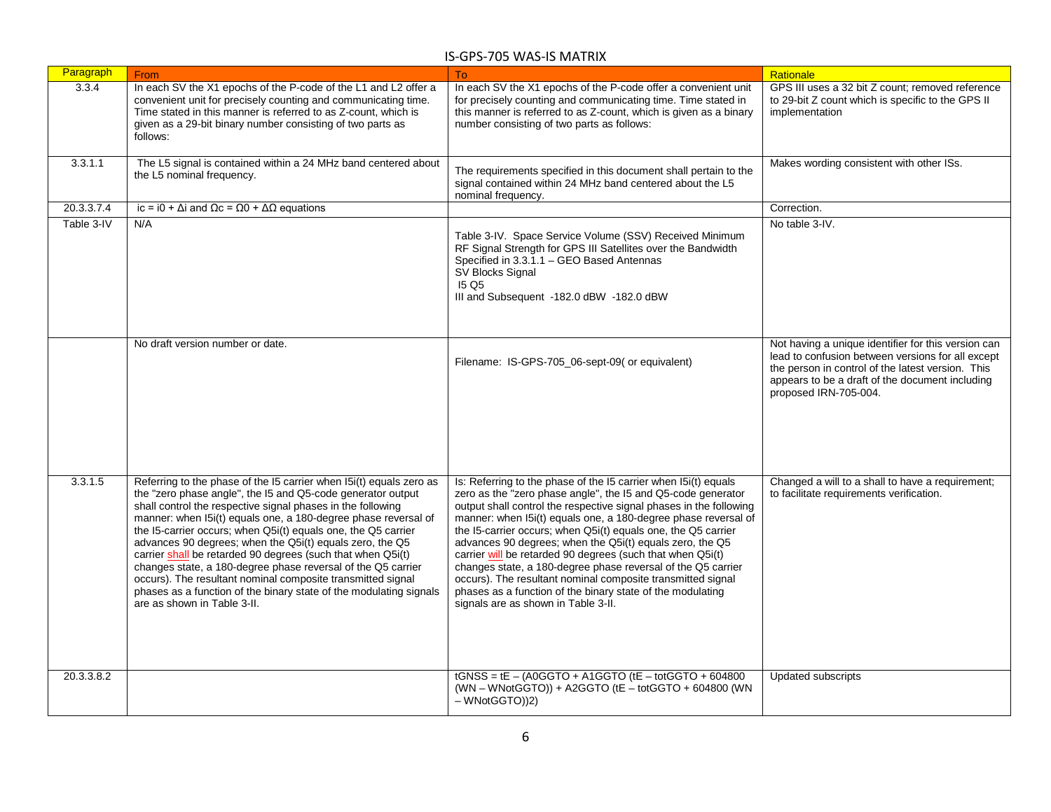# IS-GPS-705 WAS-IS MATRIX

| Paragraph | From | To | Rationale |
| --- | --- | --- | --- |
| 3.3.4 | In each SV the X1 epochs of the P-code of the L1 and L2 offer a convenient unit for precisely counting and communicating time. Time stated in this manner is referred to as Z-count, which is given as a 29-bit binary number consisting of two parts as follows: | In each SV the X1 epochs of the P-code offer a convenient unit for precisely counting and communicating time. Time stated in this manner is referred to as Z-count, which is given as a binary number consisting of two parts as follows: | GPS III uses a 32 bit Z count; removed reference to 29-bit Z count which is specific to the GPS II implementation |
| 3.3.1.1 | The L5 signal is contained within a 24 MHz band centered about the L5 nominal frequency. | The requirements specified in this document shall pertain to the signal contained within 24 MHz band centered about the L5 nominal frequency. | Makes wording consistent with other ISs. |
| 20.3.3.7.4 | $i_c = i_0 + \Delta i$ and $\Omega_c = \Omega_0 + \Delta\Omega$ equations | | Correction. |
| Table 3-IV | N/A | Table 3-IV. Space Service Volume (SSV) Received Minimum RF Signal Strength for GPS III Satellites over the Bandwidth Specified in 3.3.1.1 – GEO Based Antennas<br>SV Blocks Signal<br>I5 Q5<br>III and Subsequent -182.0 dBW -182.0 dBW | No table 3-IV. |
| | No draft version number or date. | Filename: IS-GPS-705_06-sept-09( or equivalent) | Not having a unique identifier for this version can lead to confusion between versions for all except the person in control of the latest version. This appears to be a draft of the document including proposed IRN-705-004. |
| 3.3.1.5 | Referring to the phase of the I5 carrier when I5i(t) equals zero as the "zero phase angle", the I5 and Q5-code generator output shall control the respective signal phases in the following manner: when I5i(t) equals one, a 180-degree phase reversal of the I5-carrier occurs; when Q5i(t) equals one, the Q5 carrier advances 90 degrees; when the Q5i(t) equals zero, the Q5 carrier shall be retarded 90 degrees (such that when Q5i(t) changes state, a 180-degree phase reversal of the Q5 carrier occurs). The resultant nominal composite transmitted signal phases as a function of the binary state of the modulating signals are as shown in Table 3-II. | Is: Referring to the phase of the I5 carrier when I5i(t) equals zero as the "zero phase angle", the I5 and Q5-code generator output shall control the respective signal phases in the following manner: when I5i(t) equals one, a 180-degree phase reversal of the I5-carrier occurs; when Q5i(t) equals one, the Q5 carrier advances 90 degrees; when the Q5i(t) equals zero, the Q5 carrier will be retarded 90 degrees (such that when Q5i(t) changes state, a 180-degree phase reversal of the Q5 carrier occurs). The resultant nominal composite transmitted signal phases as a function of the binary state of the modulating signals are as shown in Table 3-II. | Changed a will to a shall to have a requirement; to facilitate requirements verification. |
| 20.3.3.8.2 | | $t_{GNSS} = t_E - (A_{0GGTO} + A_{1GGTO} (t_E - t_{otGGTO} + 604800 (WN - WN_{otGGTO})) + A_{2GGTO} (t_E - t_{otGGTO} + 604800 (WN - WN_{otGGTO}))^2)$ | Updated subscripts |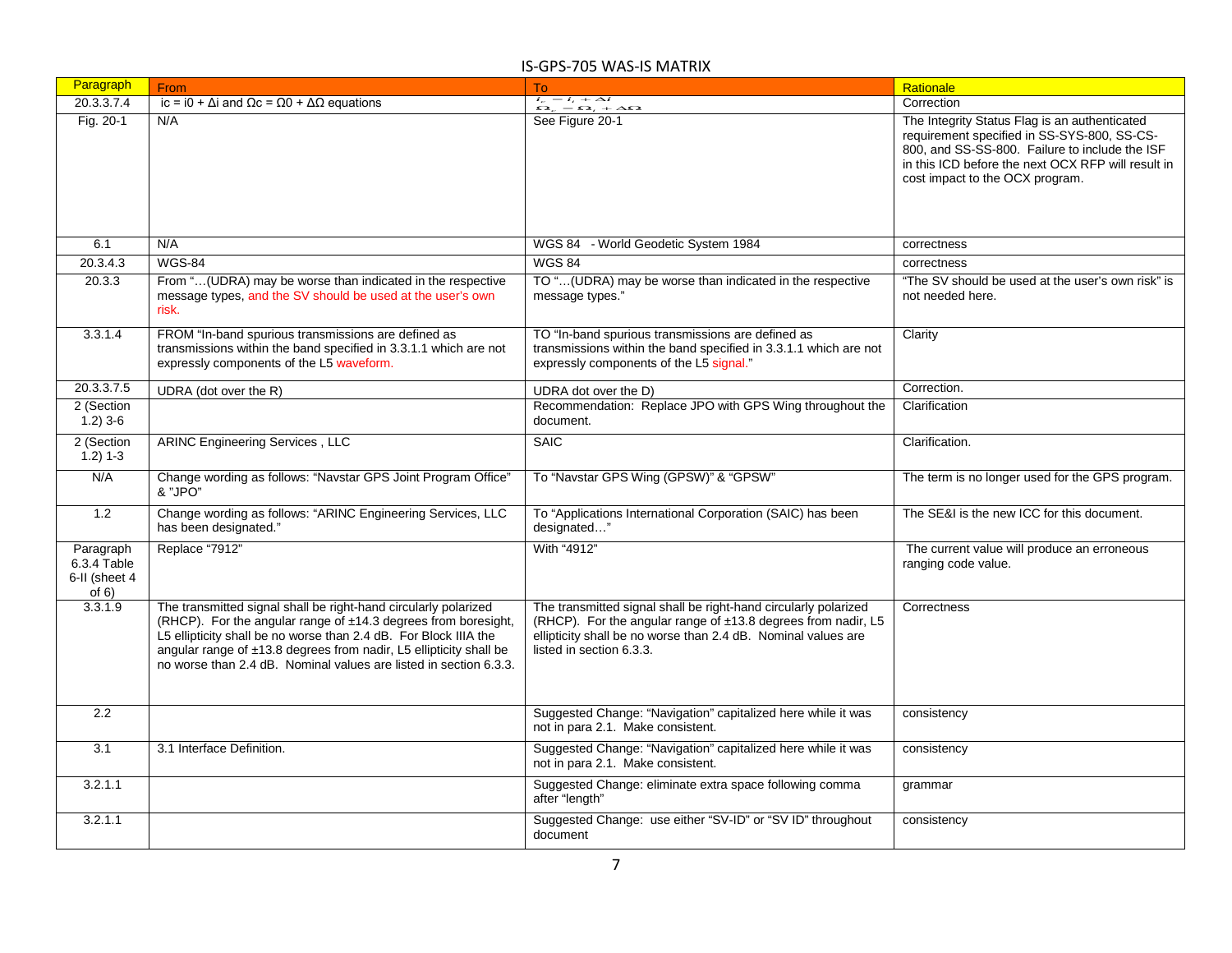# IS-GPS-705 WAS-IS MATRIX

| Paragraph | From | To | Rationale |
|---|---|---|---|
| 20.3.3.7.4 | $i_c = i_0 + \Delta i$ and $\Omega_c = \Omega_0 + \Delta\Omega$ equations | $i_c = i_i + \Delta i$ $\Omega_c = \Omega_i + \Delta\Omega$ | Correction |
| Fig. 20-1 | N/A | See Figure 20-1 | The Integrity Status Flag is an authenticated requirement specified in SS-SYS-800, SS-CS-800, and SS-SS-800. Failure to include the ISF in this ICD before the next OCX RFP will result in cost impact to the OCX program. |
| 6.1 | N/A | WGS 84 - World Geodetic System 1984 | correctness |
| 20.3.4.3 | WGS-84 | WGS 84 | correctness |
| 20.3.3 | From "…(UDRA) may be worse than indicated in the respective message types, and the SV should be used at the user's own risk. | TO "…(UDRA) may be worse than indicated in the respective message types." | "The SV should be used at the user's own risk" is not needed here. |
| 3.3.1.4 | FROM "In-band spurious transmissions are defined as transmissions within the band specified in 3.3.1.1 which are not expressly components of the L5 waveform. | TO "In-band spurious transmissions are defined as transmissions within the band specified in 3.3.1.1 which are not expressly components of the L5 signal." | Clarity |
| 20.3.3.7.5 | UDRA (dot over the R) | UDRA dot over the D) | Correction. |
| 2 (Section 1.2) 3-6 | | Recommendation: Replace JPO with GPS Wing throughout the document. | Clarification |
| 2 (Section 1.2) 1-3 | ARINC Engineering Services , LLC | SAIC | Clarification. |
| N/A | Change wording as follows: "Navstar GPS Joint Program Office" & "JPO" | To "Navstar GPS Wing (GPSW)" & "GPSW" | The term is no longer used for the GPS program. |
| 1.2 | Change wording as follows: "ARINC Engineering Services, LLC has been designated." | To "Applications International Corporation (SAIC) has been designated…" | The SE&I is the new ICC for this document. |
| Paragraph 6.3.4 Table 6-II (sheet 4 of 6) | Replace "7912" | With "4912" | The current value will produce an erroneous ranging code value. |
| 3.3.1.9 | The transmitted signal shall be right-hand circularly polarized (RHCP). For the angular range of ±14.3 degrees from boresight, L5 ellipticity shall be no worse than 2.4 dB. For Block IIIA the angular range of ±13.8 degrees from nadir, L5 ellipticity shall be no worse than 2.4 dB. Nominal values are listed in section 6.3.3. | The transmitted signal shall be right-hand circularly polarized (RHCP). For the angular range of ±13.8 degrees from nadir, L5 ellipticity shall be no worse than 2.4 dB. Nominal values are listed in section 6.3.3. | Correctness |
| 2.2 | | Suggested Change: "Navigation" capitalized here while it was not in para 2.1. Make consistent. | consistency |
| 3.1 | 3.1 Interface Definition. | Suggested Change: "Navigation" capitalized here while it was not in para 2.1. Make consistent. | consistency |
| 3.2.1.1 | | Suggested Change: eliminate extra space following comma after "length" | grammar |
| 3.2.1.1 | | Suggested Change: use either "SV-ID" or "SV ID" throughout document | consistency |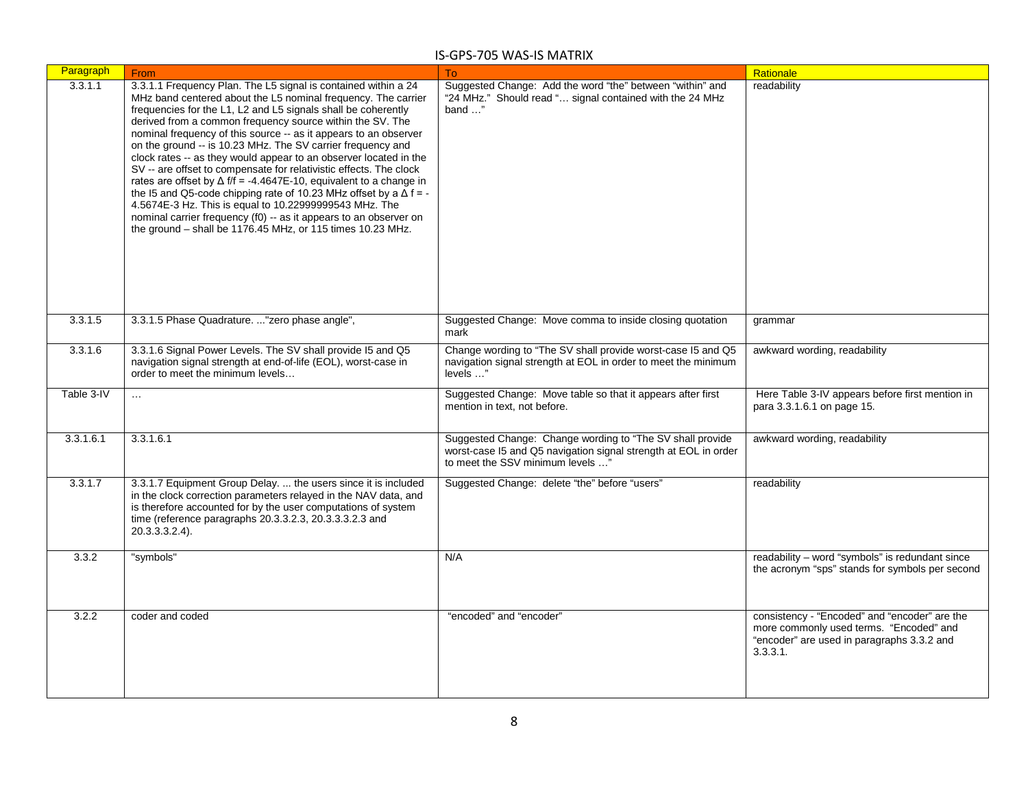# IS-GPS-705 WAS-IS MATRIX

| Paragraph | From | To | Rationale |
|---|---|---|---|
| 3.3.1.1 | 3.3.1.1 Frequency Plan. The L5 signal is contained within a 24 MHz band centered about the L5 nominal frequency. The carrier frequencies for the L1, L2 and L5 signals shall be coherently derived from a common frequency source within the SV. The nominal frequency of this source -- as it appears to an observer on the ground -- is 10.23 MHz. The SV carrier frequency and clock rates -- as they would appear to an observer located in the SV -- are offset to compensate for relativistic effects. The clock rates are offset by $\Delta f/f = -4.4647E-10$, equivalent to a change in the I5 and Q5-code chipping rate of 10.23 MHz offset by a $\Delta f = -4.5674E-3$ Hz. This is equal to 10.22999999543 MHz. The nominal carrier frequency (f0) -- as it appears to an observer on the ground – shall be 1176.45 MHz, or 115 times 10.23 MHz. | Suggested Change: Add the word "the" between "within" and "24 MHz." Should read "… signal contained with the 24 MHz band …" | readability |
| 3.3.1.5 | 3.3.1.5 Phase Quadrature. ..."zero phase angle", | Suggested Change: Move comma to inside closing quotation mark | grammar |
| 3.3.1.6 | 3.3.1.6 Signal Power Levels. The SV shall provide I5 and Q5 navigation signal strength at end-of-life (EOL), worst-case in order to meet the minimum levels… | Change wording to "The SV shall provide worst-case I5 and Q5 navigation signal strength at EOL in order to meet the minimum levels …" | awkward wording, readability |
| Table 3-IV | … | Suggested Change: Move table so that it appears after first mention in text, not before. | Here Table 3-IV appears before first mention in para 3.3.1.6.1 on page 15. |
| 3.3.1.6.1 | 3.3.1.6.1 | Suggested Change: Change wording to "The SV shall provide worst-case I5 and Q5 navigation signal strength at EOL in order to meet the SSV minimum levels …" | awkward wording, readability |
| 3.3.1.7 | 3.3.1.7 Equipment Group Delay. ... the users since it is included in the clock correction parameters relayed in the NAV data, and is therefore accounted for by the user computations of system time (reference paragraphs 20.3.3.2.3, 20.3.3.3.2.3 and 20.3.3.3.2.4). | Suggested Change: delete "the" before "users" | readability |
| 3.3.2 | "symbols" | N/A | readability – word "symbols" is redundant since the acronym "sps" stands for symbols per second |
| 3.2.2 | coder and coded | "encoded" and "encoder" | consistency - "Encoded" and "encoder" are the more commonly used terms. "Encoded" and "encoder" are used in paragraphs 3.3.2 and 3.3.3.1. |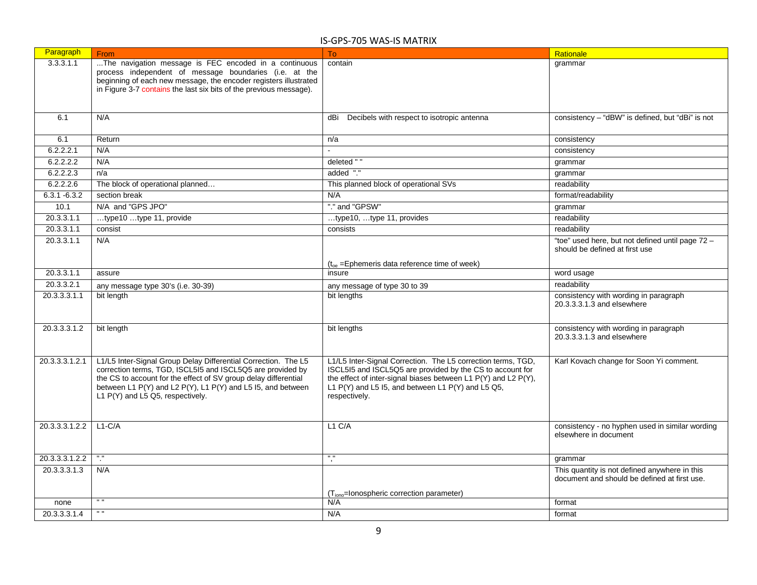IS-GPS-705 WAS-IS MATRIX

| Paragraph | From | To | Rationale |
|---|---|---|---|
| 3.3.3.1.1 | ...The navigation message is FEC encoded in a continuous process independent of message boundaries (i.e. at the beginning of each new message, the encoder registers illustrated in Figure 3-7 contains the last six bits of the previous message). | contain | grammar |
| 6.1 | N/A | dBi Decibels with respect to isotropic antenna | consistency – "dBW" is defined, but "dBi" is not |
| 6.1 | Return | n/a | consistency |
| 6.2.2.2.1 | N/A | - | consistency |
| 6.2.2.2.2 | N/A | deleted " " | grammar |
| 6.2.2.2.3 | n/a | added "." | grammar |
| 6.2.2.2.6 | The block of operational planned… | This planned block of operational SVs | readability |
| 6.3.1 -6.3.2 | section break | N/A | format/readability |
| 10.1 | N/A and "GPS JPO" | "." and "GPSW" | grammar |
| 20.3.3.1.1 | …type10 …type 11, provide | …type10, …type 11, provides | readability |
| 20.3.3.1.1 | consist | consists | readability |
| 20.3.3.1.1 | N/A | ($t_{oe}$ =Ephemeris data reference time of week) | "toe" used here, but not defined until page 72 – should be defined at first use |
| 20.3.3.1.1 | assure | insure | word usage |
| 20.3.3.2.1 | any message type 30's (i.e. 30-39) | any message of type 30 to 39 | readability |
| 20.3.3.3.1.1 | bit length | bit lengths | consistency with wording in paragraph 20.3.3.3.1.3 and elsewhere |
| 20.3.3.3.1.2 | bit length | bit lengths | consistency with wording in paragraph 20.3.3.3.1.3 and elsewhere |
| 20.3.3.3.1.2.1 | L1/L5 Inter-Signal Group Delay Differential Correction. The L5 correction terms, TGD, ISCL5I5 and ISCL5Q5 are provided by the CS to account for the effect of SV group delay differential between L1 P(Y) and L2 P(Y), L1 P(Y) and L5 I5, and between L1 P(Y) and L5 Q5, respectively. | L1/L5 Inter-Signal Correction. The L5 correction terms, TGD, ISCL5I5 and ISCL5Q5 are provided by the CS to account for the effect of inter-signal biases between L1 P(Y) and L2 P(Y), L1 P(Y) and L5 I5, and between L1 P(Y) and L5 Q5, respectively. | Karl Kovach change for Soon Yi comment. |
| 20.3.3.3.1.2.2 | L1-C/A | L1 C/A | consistency - no hyphen used in similar wording elsewhere in document |
| 20.3.3.3.1.2.2 | "." | "," | grammar |
| 20.3.3.3.1.3 | N/A | ($T_{iono}$=Ionospheric correction parameter) | This quantity is not defined anywhere in this document and should be defined at first use. |
| none | " " | N/A | format |
| 20.3.3.3.1.4 | " " | N/A | format |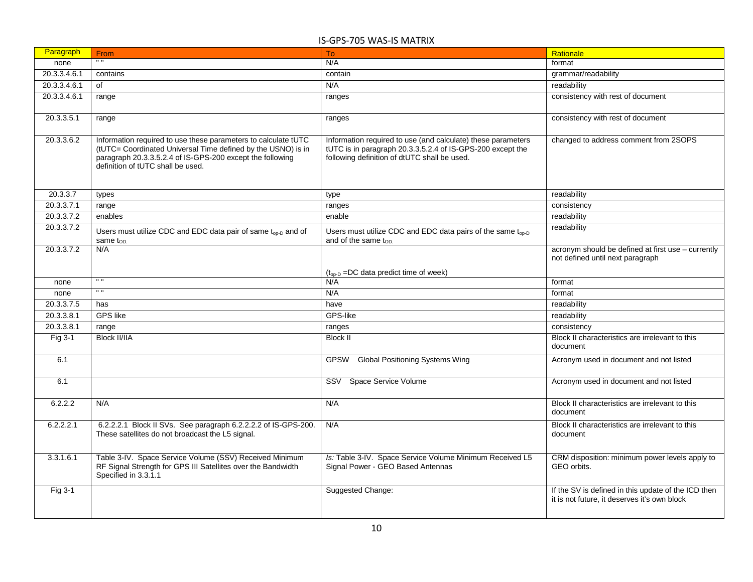# IS-GPS-705 WAS-IS MATRIX

| Paragraph | From | To | Rationale |
|---|---|---|---|
| none | " " | N/A | format |
| 20.3.3.4.6.1 | contains | contain | grammar/readability |
| 20.3.3.4.6.1 | of | N/A | readability |
| 20.3.3.4.6.1 | range | ranges | consistency with rest of document |
| 20.3.3.5.1 | range | ranges | consistency with rest of document |
| 20.3.3.6.2 | Information required to use these parameters to calculate tUTC (tUTC= Coordinated Universal Time defined by the USNO) is in paragraph 20.3.3.5.2.4 of IS-GPS-200 except the following definition of tUTC shall be used. | Information required to use (and calculate) these parameters tUTC is in paragraph 20.3.3.5.2.4 of IS-GPS-200 except the following definition of dtUTC shall be used. | changed to address comment from 2SOPS |
| 20.3.3.7 | types | type | readability |
| 20.3.3.7.1 | range | ranges | consistency |
| 20.3.3.7.2 | enables | enable | readability |
| 20.3.3.7.2 | Users must utilize CDC and EDC data pair of same $t_{op\text{-}D}$ and of same $t_{OD.}$ | Users must utilize CDC and EDC data pairs of the same $t_{op\text{-}D}$ and of the same $t_{OD.}$ | readability |
| 20.3.3.7.2 | N/A | ($t_{op\text{-}D}$ =DC data predict time of week) | acronym should be defined at first use – currently not defined until next paragraph |
| none | " " | N/A | format |
| none | " " | N/A | format |
| 20.3.3.7.5 | has | have | readability |
| 20.3.3.8.1 | GPS like | GPS-like | readability |
| 20.3.3.8.1 | range | ranges | consistency |
| Fig 3-1 | Block II/IIA | Block II | Block II characteristics are irrelevant to this document |
| 6.1 | | GPSW Global Positioning Systems Wing | Acronym used in document and not listed |
| 6.1 | | SSV Space Service Volume | Acronym used in document and not listed |
| 6.2.2.2 | N/A | N/A | Block II characteristics are irrelevant to this document |
| 6.2.2.2.1 | 6.2.2.2.1 Block II SVs. See paragraph 6.2.2.2.2 of IS-GPS-200. These satellites do not broadcast the L5 signal. | N/A | Block II characteristics are irrelevant to this document |
| 3.3.1.6.1 | Table 3-IV. Space Service Volume (SSV) Received Minimum RF Signal Strength for GPS III Satellites over the Bandwidth Specified in 3.3.1.1 | *Is:* Table 3-IV. Space Service Volume Minimum Received L5 Signal Power - GEO Based Antennas | CRM disposition: minimum power levels apply to GEO orbits. |
| Fig 3-1 | | Suggested Change: | If the SV is defined in this update of the ICD then it is not future, it deserves it's own block |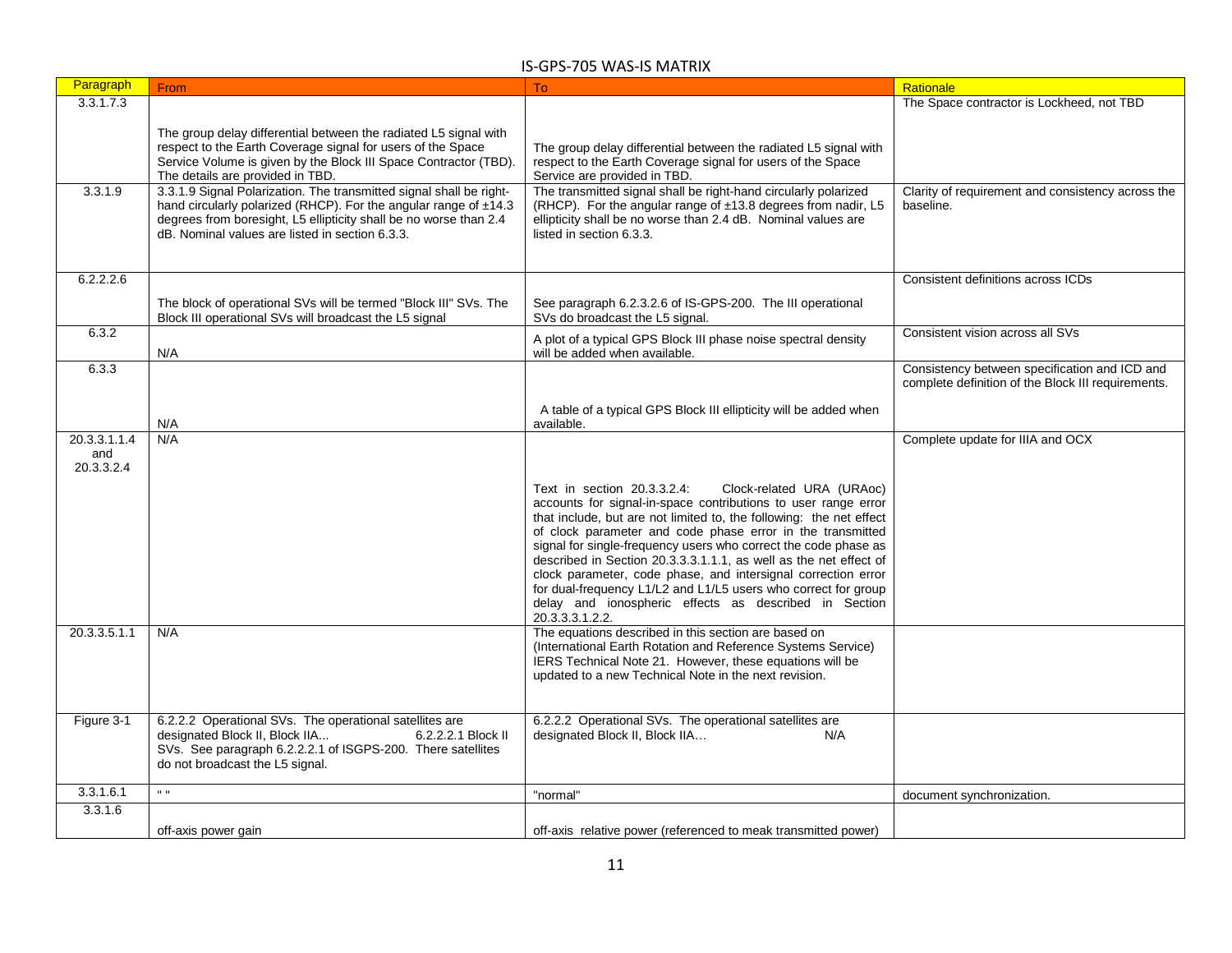# IS-GPS-705 WAS-IS MATRIX

| Paragraph | From | To | Rationale |
|---|---|---|---|
| 3.3.1.7.3 | The group delay differential between the radiated L5 signal with respect to the Earth Coverage signal for users of the Space Service Volume is given by the Block III Space Contractor (TBD). The details are provided in TBD. | The group delay differential between the radiated L5 signal with respect to the Earth Coverage signal for users of the Space Service are provided in TBD. | The Space contractor is Lockheed, not TBD |
| 3.3.1.9 | 3.3.1.9 Signal Polarization. The transmitted signal shall be right-hand circularly polarized (RHCP). For the angular range of ±14.3 degrees from boresight, L5 ellipticity shall be no worse than 2.4 dB. Nominal values are listed in section 6.3.3. | The transmitted signal shall be right-hand circularly polarized (RHCP). For the angular range of ±13.8 degrees from nadir, L5 ellipticity shall be no worse than 2.4 dB. Nominal values are listed in section 6.3.3. | Clarity of requirement and consistency across the baseline. |
| 6.2.2.2.6 | The block of operational SVs will be termed "Block III" SVs. The Block III operational SVs will broadcast the L5 signal | See paragraph 6.2.3.2.6 of IS-GPS-200. The III operational SVs do broadcast the L5 signal. | Consistent definitions across ICDs |
| 6.3.2 | N/A | A plot of a typical GPS Block III phase noise spectral density will be added when available. | Consistent vision across all SVs |
| 6.3.3 | N/A | A table of a typical GPS Block III ellipticity will be added when available. | Consistency between specification and ICD and complete definition of the Block III requirements. |
| 20.3.3.1.1.4 and 20.3.3.2.4 | N/A | Text in section 20.3.3.2.4: Clock-related URA (URAoc) accounts for signal-in-space contributions to user range error that include, but are not limited to, the following: the net effect of clock parameter and code phase error in the transmitted signal for single-frequency users who correct the code phase as described in Section 20.3.3.3.1.1.1, as well as the net effect of clock parameter, code phase, and intersignal correction error for dual-frequency L1/L2 and L1/L5 users who correct for group delay and ionospheric effects as described in Section 20.3.3.3.1.2.2. | Complete update for IIIA and OCX |
| 20.3.3.5.1.1 | N/A | The equations described in this section are based on (International Earth Rotation and Reference Systems Service) IERS Technical Note 21. However, these equations will be updated to a new Technical Note in the next revision. | |
| Figure 3-1 | 6.2.2.2 Operational SVs. The operational satellites are designated Block II, Block IIA... 6.2.2.2.1 Block II SVs. See paragraph 6.2.2.2.1 of ISGPS-200. There satellites do not broadcast the L5 signal. | 6.2.2.2 Operational SVs. The operational satellites are designated Block II, Block IIA… N/A | |
| 3.3.1.6.1 | " " | "normal" | document synchronization. |
| 3.3.1.6 | off-axis power gain | off-axis relative power (referenced to meak transmitted power) | |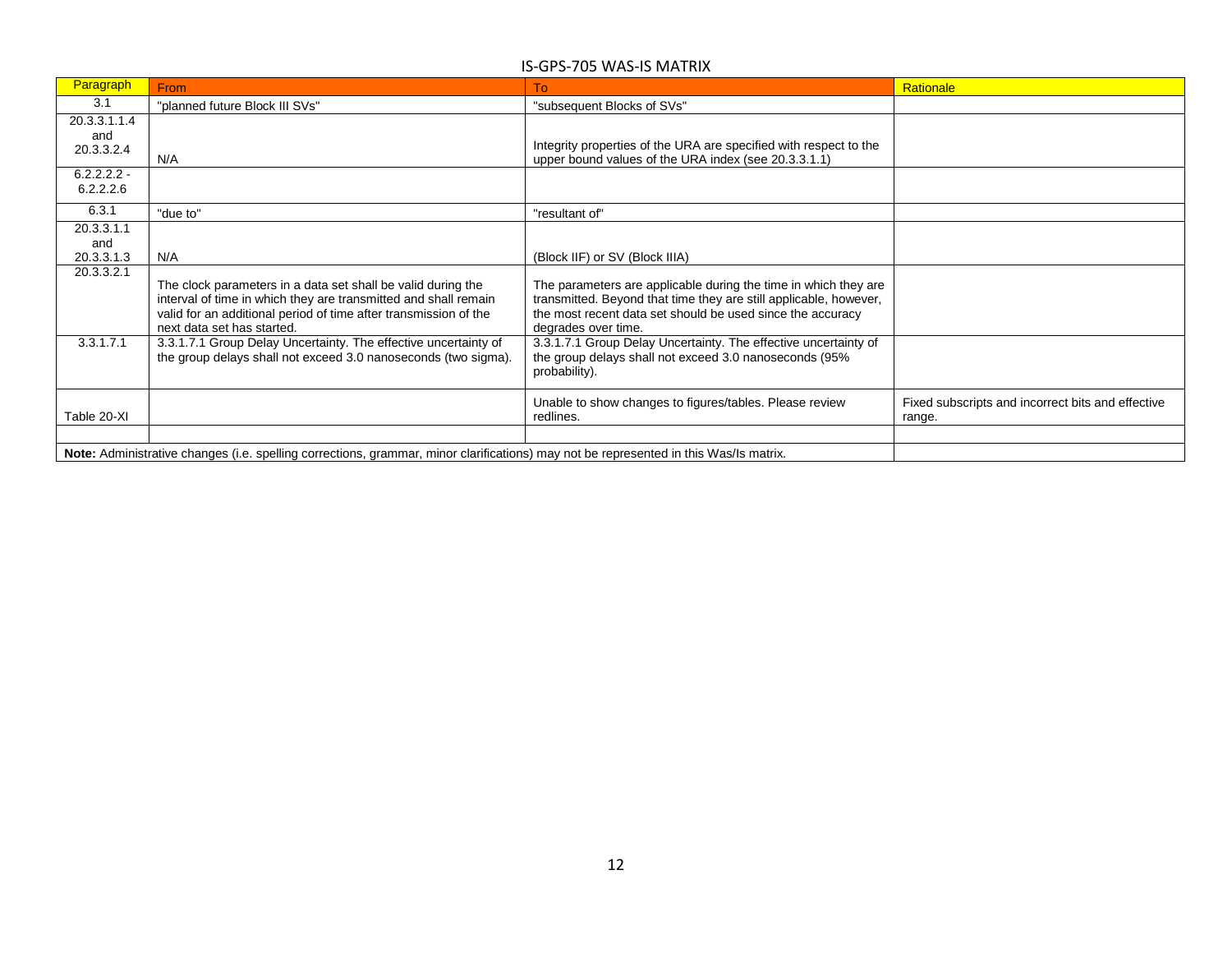# IS-GPS-705 WAS-IS MATRIX

| Paragraph | From | To | Rationale |
|---|---|---|---|
| 3.1 | "planned future Block III SVs" | "subsequent Blocks of SVs" | |
| 20.3.3.1.1.4 and 20.3.3.2.4 | N/A | Integrity properties of the URA are specified with respect to the upper bound values of the URA index (see 20.3.3.1.1) | |
| 6.2.2.2.2 - 6.2.2.2.6 | | | |
| 6.3.1 | "due to" | "resultant of" | |
| 20.3.3.1.1 and 20.3.3.1.3 | N/A | (Block IIF) or SV (Block IIIA) | |
| 20.3.3.2.1 | The clock parameters in a data set shall be valid during the interval of time in which they are transmitted and shall remain valid for an additional period of time after transmission of the next data set has started. | The parameters are applicable during the time in which they are transmitted. Beyond that time they are still applicable, however, the most recent data set should be used since the accuracy degrades over time. | |
| 3.3.1.7.1 | 3.3.1.7.1 Group Delay Uncertainty. The effective uncertainty of the group delays shall not exceed 3.0 nanoseconds (two sigma). | 3.3.1.7.1 Group Delay Uncertainty. The effective uncertainty of the group delays shall not exceed 3.0 nanoseconds (95% probability). | |
| Table 20-XI | | Unable to show changes to figures/tables. Please review redlines. | Fixed subscripts and incorrect bits and effective range. |
| | | | |
| **Note:** Administrative changes (i.e. spelling corrections, grammar, minor clarifications) may not be represented in this Was/Is matrix. | | | |